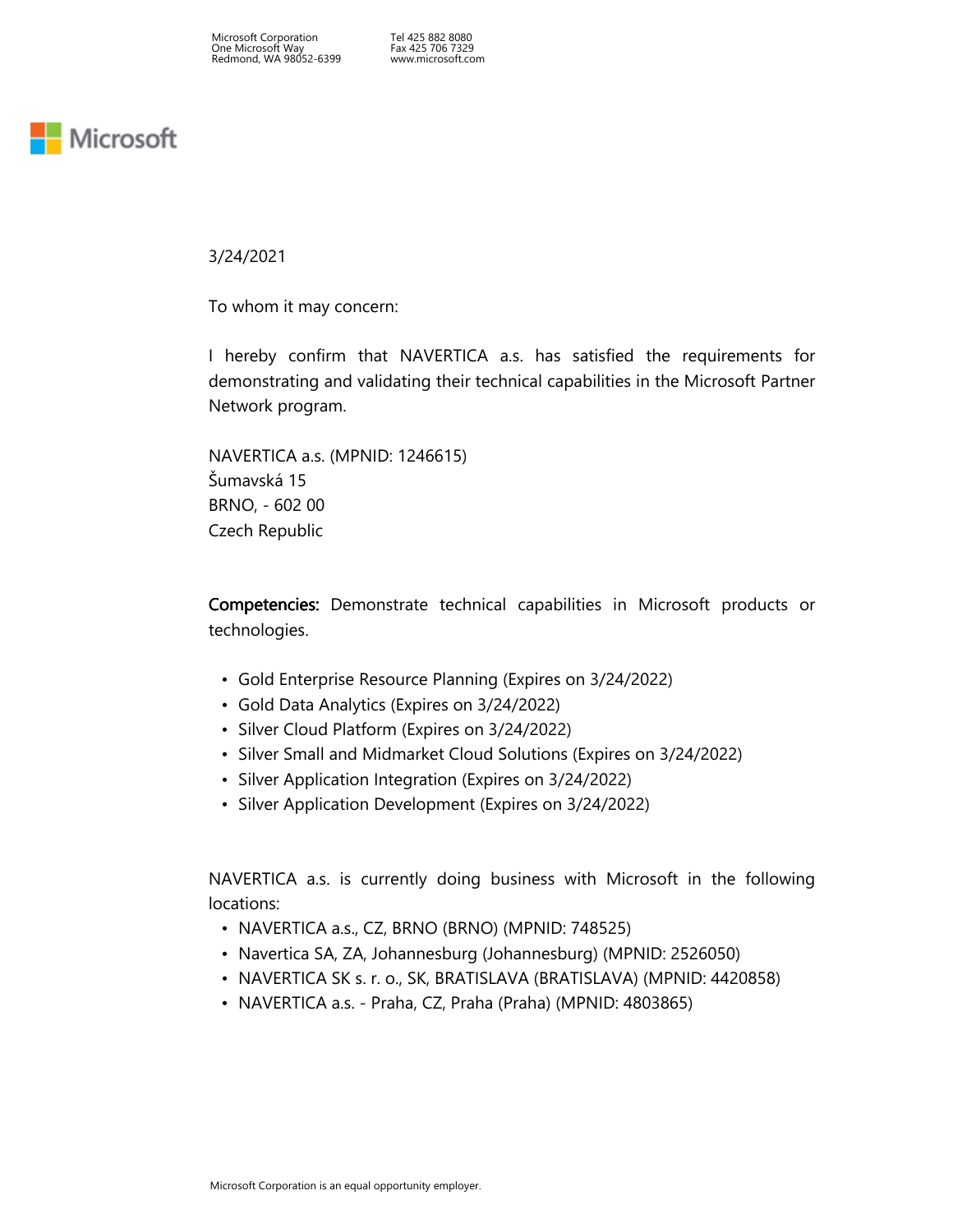Microsoft Corporation
One Microsoft Way
Redmond, WA 98052-6399

Tel 425 882 8080
Fax 425 706 7329
www.microsoft.com

Microsoft

3/24/2021

To whom it may concern:

I hereby confirm that NAVERTICA a.s. has satisfied the requirements for demonstrating and validating their technical capabilities in the Microsoft Partner Network program.

NAVERTICA a.s. (MPNID: 1246615)
Šumavská 15
BRNO, - 602 00
Czech Republic

**Competencies:** Demonstrate technical capabilities in Microsoft products or technologies.

- Gold Enterprise Resource Planning (Expires on 3/24/2022)
- Gold Data Analytics (Expires on 3/24/2022)
- Silver Cloud Platform (Expires on 3/24/2022)
- Silver Small and Midmarket Cloud Solutions (Expires on 3/24/2022)
- Silver Application Integration (Expires on 3/24/2022)
- Silver Application Development (Expires on 3/24/2022)

NAVERTICA a.s. is currently doing business with Microsoft in the following locations:

- NAVERTICA a.s., CZ, BRNO (BRNO) (MPNID: 748525)
- Navertica SA, ZA, Johannesburg (Johannesburg) (MPNID: 2526050)
- NAVERTICA SK s. r. o., SK, BRATISLAVA (BRATISLAVA) (MPNID: 4420858)
- NAVERTICA a.s. - Praha, CZ, Praha (Praha) (MPNID: 4803865)

Microsoft Corporation is an equal opportunity employer.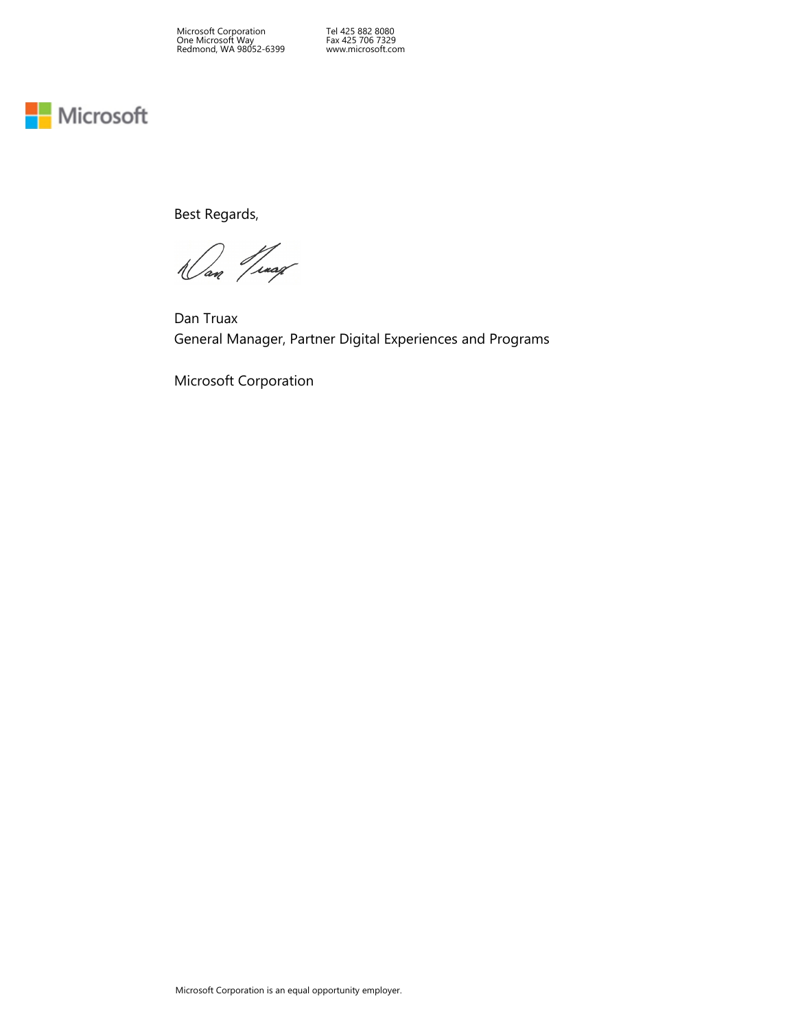Microsoft Corporation
One Microsoft Way
Redmond, WA 98052-6399

Tel 425 882 8080
Fax 425 706 7329
www.microsoft.com

Best Regards,

Dan Truax
General Manager, Partner Digital Experiences and Programs

Microsoft Corporation

Microsoft Corporation is an equal opportunity employer.